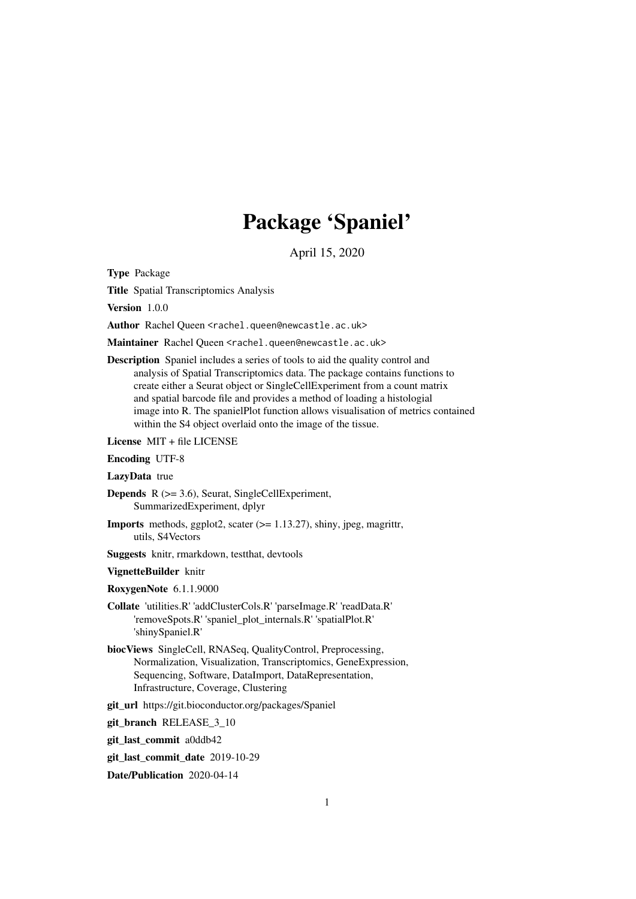# Package 'Spaniel'

April 15, 2020

**Type** Package

**Title** Spatial Transcriptomics Analysis

**Version** 1.0.0

**Author** Rachel Queen <rachel.queen@newcastle.ac.uk>

**Maintainer** Rachel Queen <rachel.queen@newcastle.ac.uk>

**Description** Spaniel includes a series of tools to aid the quality control and analysis of Spatial Transcriptomics data. The package contains functions to create either a Seurat object or SingleCellExperiment from a count matrix and spatial barcode file and provides a method of loading a histologial image into R. The spanielPlot function allows visualisation of metrics contained within the S4 object overlaid onto the image of the tissue.

**License** MIT + file LICENSE

**Encoding** UTF-8

**LazyData** true

**Depends** R (>= 3.6), Seurat, SingleCellExperiment, SummarizedExperiment, dplyr

**Imports** methods, ggplot2, scater (>= 1.13.27), shiny, jpeg, magrittr, utils, S4Vectors

**Suggests** knitr, rmarkdown, testthat, devtools

**VignetteBuilder** knitr

**RoxygenNote** 6.1.1.9000

**Collate** 'utilities.R' 'addClusterCols.R' 'parseImage.R' 'readData.R' 'removeSpots.R' 'spaniel_plot_internals.R' 'spatialPlot.R' 'shinySpaniel.R'

**biocViews** SingleCell, RNASeq, QualityControl, Preprocessing, Normalization, Visualization, Transcriptomics, GeneExpression, Sequencing, Software, DataImport, DataRepresentation, Infrastructure, Coverage, Clustering

**git_url** https://git.bioconductor.org/packages/Spaniel

**git_branch** RELEASE_3_10

**git_last_commit** a0ddb42

**git_last_commit_date** 2019-10-29

**Date/Publication** 2020-04-14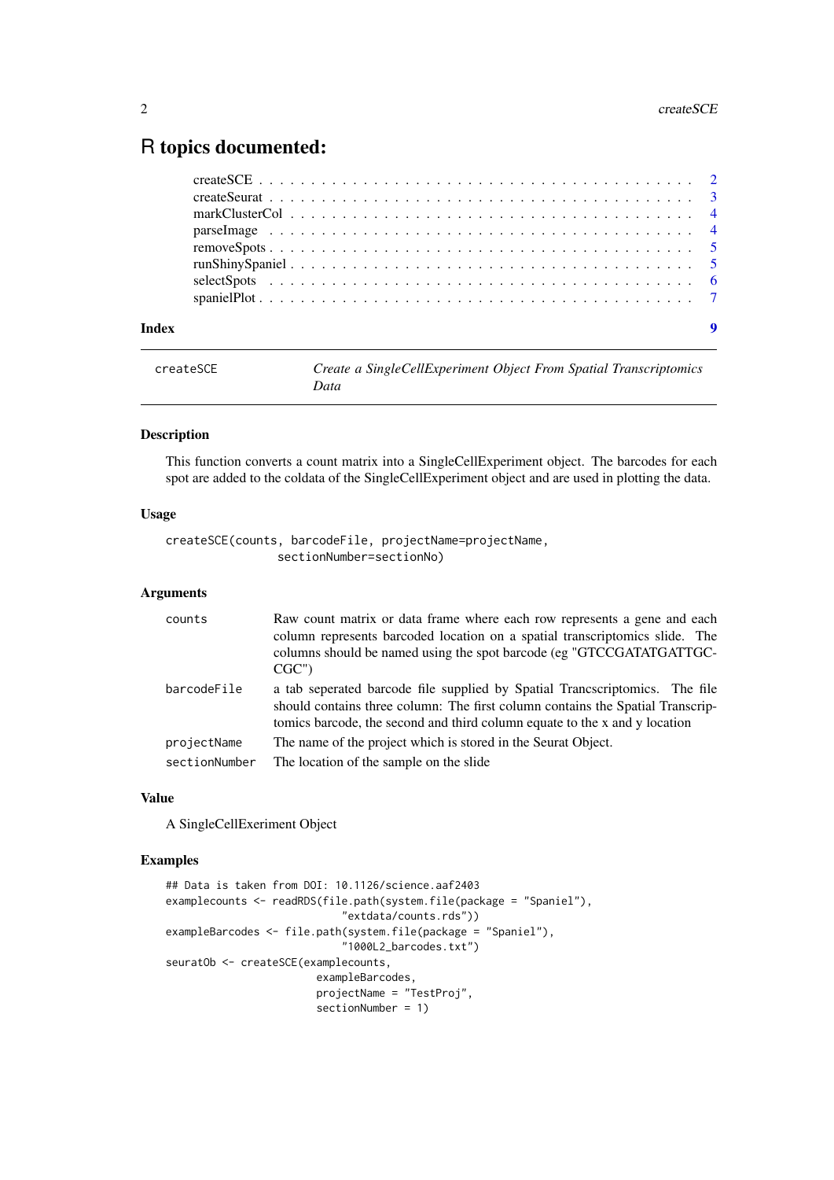# R topics documented:

createSCE . . . . . . . . . . . . . . . . . . . . . . . . . . . . . . . . . . . . . . . . . . 2
createSeurat . . . . . . . . . . . . . . . . . . . . . . . . . . . . . . . . . . . . . . . . . 3
markClusterCol . . . . . . . . . . . . . . . . . . . . . . . . . . . . . . . . . . . . . . . 4
parseImage . . . . . . . . . . . . . . . . . . . . . . . . . . . . . . . . . . . . . . . . . . 4
removeSpots . . . . . . . . . . . . . . . . . . . . . . . . . . . . . . . . . . . . . . . . . 5
runShinySpaniel . . . . . . . . . . . . . . . . . . . . . . . . . . . . . . . . . . . . . . . 5
selectSpots . . . . . . . . . . . . . . . . . . . . . . . . . . . . . . . . . . . . . . . . . . 6
spanielPlot . . . . . . . . . . . . . . . . . . . . . . . . . . . . . . . . . . . . . . . . . . 7

**Index** **9**

---

`createSCE` *Create a SingleCellExperiment Object From Spatial Transcriptomics Data*

---

### Description

This function converts a count matrix into a SingleCellExperiment object. The barcodes for each spot are added to the coldata of the SingleCellExperiment object and are used in plotting the data.

### Usage

```
createSCE(counts, barcodeFile, projectName=projectName,
              sectionNumber=sectionNo)
```

### Arguments

| | |
|---|---|
| `counts` | Raw count matrix or data frame where each row represents a gene and each column represents barcoded location on a spatial transcriptomics slide. The columns should be named using the spot barcode (eg "GTCCGATATGATTGC-CGC") |
| `barcodeFile` | a tab seperated barcode file supplied by Spatial Trancscriptomics. The file should contains three column: The first column contains the Spatial Transcriptomics barcode, the second and third column equate to the x and y location |
| `projectName` | The name of the project which is stored in the Seurat Object. |
| `sectionNumber` | The location of the sample on the slide |

### Value

A SingleCellExeriment Object

### Examples

```
## Data is taken from DOI: 10.1126/science.aaf2403
examplecounts <- readRDS(file.path(system.file(package = "Spaniel"),
                            "extdata/counts.rds"))
exampleBarcodes <- file.path(system.file(package = "Spaniel"),
                            "1000L2_barcodes.txt")
seuratOb <- createSCE(examplecounts,
                        exampleBarcodes,
                        projectName = "TestProj",
                        sectionNumber = 1)
```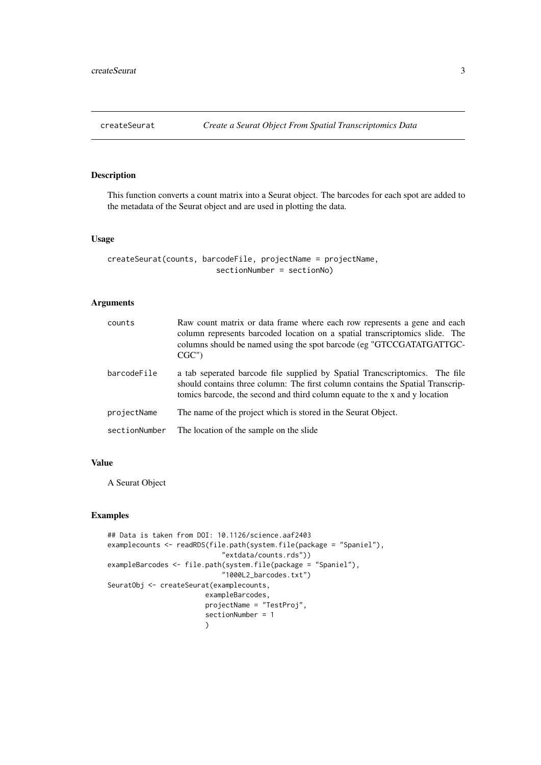## createSeurat — *Create a Seurat Object From Spatial Transcriptomics Data*

### Description

This function converts a count matrix into a Seurat object. The barcodes for each spot are added to the metadata of the Seurat object and are used in plotting the data.

### Usage

```
createSeurat(counts, barcodeFile, projectName = projectName,
                        sectionNumber = sectionNo)
```

### Arguments

| | |
|---|---|
| counts | Raw count matrix or data frame where each row represents a gene and each column represents barcoded location on a spatial transcriptomics slide. The columns should be named using the spot barcode (eg "GTCCGATATGATTGC-CGC") |
| barcodeFile | a tab seperated barcode file supplied by Spatial Trancscriptomics. The file should contains three column: The first column contains the Spatial Transcriptomics barcode, the second and third column equate to the x and y location |
| projectName | The name of the project which is stored in the Seurat Object. |
| sectionNumber | The location of the sample on the slide |

### Value

A Seurat Object

### Examples

```
## Data is taken from DOI: 10.1126/science.aaf2403
examplecounts <- readRDS(file.path(system.file(package = "Spaniel"),
                            "extdata/counts.rds"))
exampleBarcodes <- file.path(system.file(package = "Spaniel"),
                            "1000L2_barcodes.txt")
SeuratObj <- createSeurat(examplecounts,
                        exampleBarcodes,
                        projectName = "TestProj",
                        sectionNumber = 1
                        )
```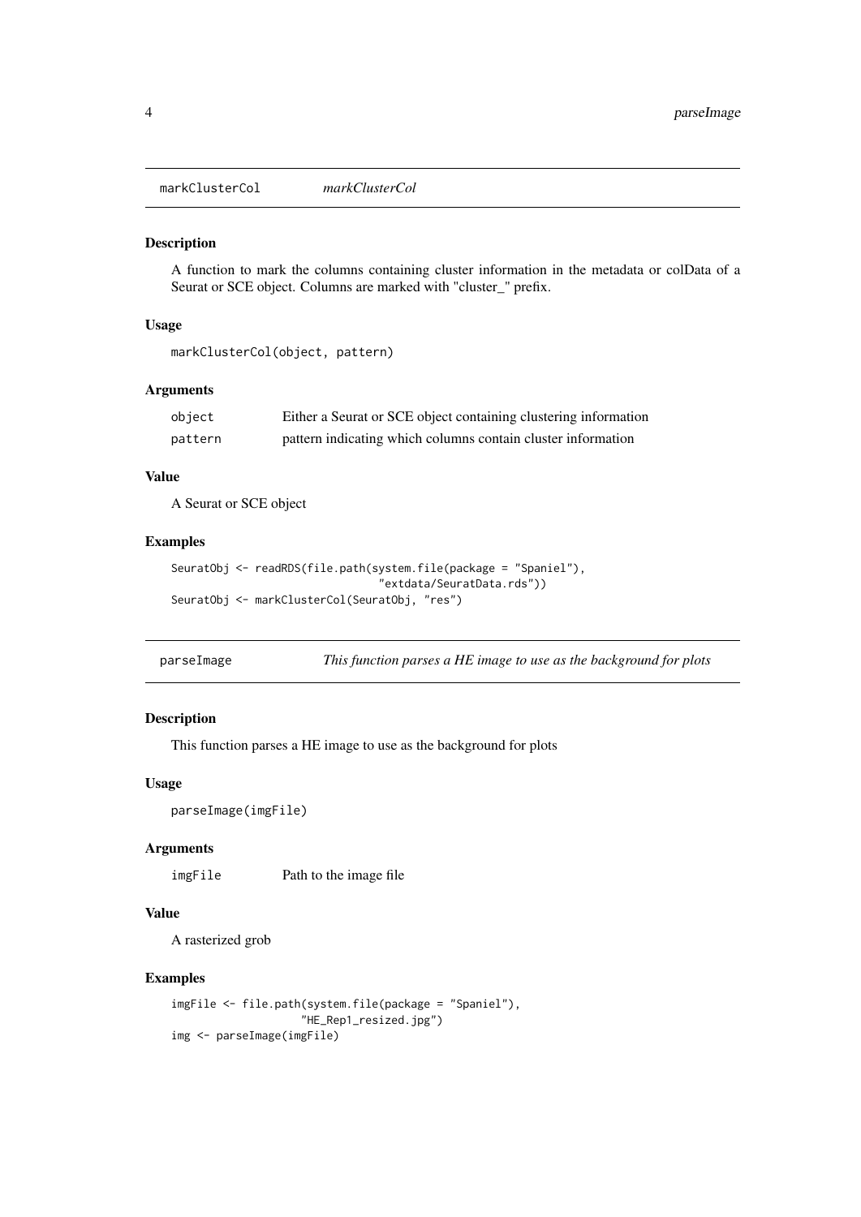## markClusterCol *markClusterCol*

### Description

A function to mark the columns containing cluster information in the metadata or colData of a Seurat or SCE object. Columns are marked with "cluster_" prefix.

### Usage

```
markClusterCol(object, pattern)
```

### Arguments

| | |
|---|---|
| object | Either a Seurat or SCE object containing clustering information |
| pattern | pattern indicating which columns contain cluster information |

### Value

A Seurat or SCE object

### Examples

```
SeuratObj <- readRDS(file.path(system.file(package = "Spaniel"),
                               "extdata/SeuratData.rds"))
SeuratObj <- markClusterCol(SeuratObj, "res")
```

## parseImage *This function parses a HE image to use as the background for plots*

### Description

This function parses a HE image to use as the background for plots

### Usage

```
parseImage(imgFile)
```

### Arguments

| | |
|---|---|
| imgFile | Path to the image file |

### Value

A rasterized grob

### Examples

```
imgFile <- file.path(system.file(package = "Spaniel"),
                  "HE_Rep1_resized.jpg")
img <- parseImage(imgFile)
```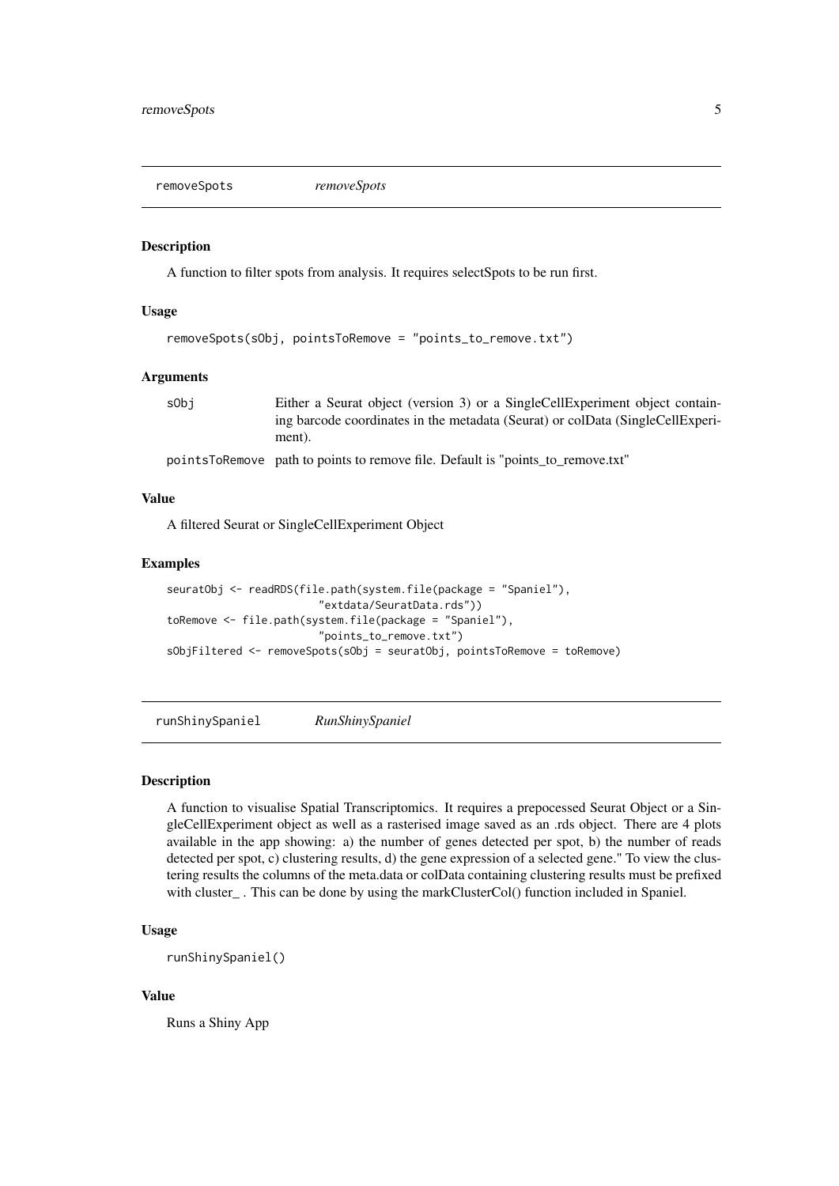## removeSpots *removeSpots*

### Description

A function to filter spots from analysis. It requires selectSpots to be run first.

### Usage

```
removeSpots(sObj, pointsToRemove = "points_to_remove.txt")
```

### Arguments

| | |
|---|---|
| sObj | Either a Seurat object (version 3) or a SingleCellExperiment object containing barcode coordinates in the metadata (Seurat) or colData (SingleCellExperiment). |
| pointsToRemove | path to points to remove file. Default is "points_to_remove.txt" |

### Value

A filtered Seurat or SingleCellExperiment Object

### Examples

```
seuratObj <- readRDS(file.path(system.file(package = "Spaniel"),
                        "extdata/SeuratData.rds"))
toRemove <- file.path(system.file(package = "Spaniel"),
                        "points_to_remove.txt")
sObjFiltered <- removeSpots(sObj = seuratObj, pointsToRemove = toRemove)
```

## runShinySpaniel *RunShinySpaniel*

### Description

A function to visualise Spatial Transcriptomics. It requires a prepocessed Seurat Object or a SingleCellExperiment object as well as a rasterised image saved as an .rds object. There are 4 plots available in the app showing: a) the number of genes detected per spot, b) the number of reads detected per spot, c) clustering results, d) the gene expression of a selected gene." To view the clustering results the columns of the meta.data or colData containing clustering results must be prefixed with cluster_ . This can be done by using the markClusterCol() function included in Spaniel.

### Usage

```
runShinySpaniel()
```

### Value

Runs a Shiny App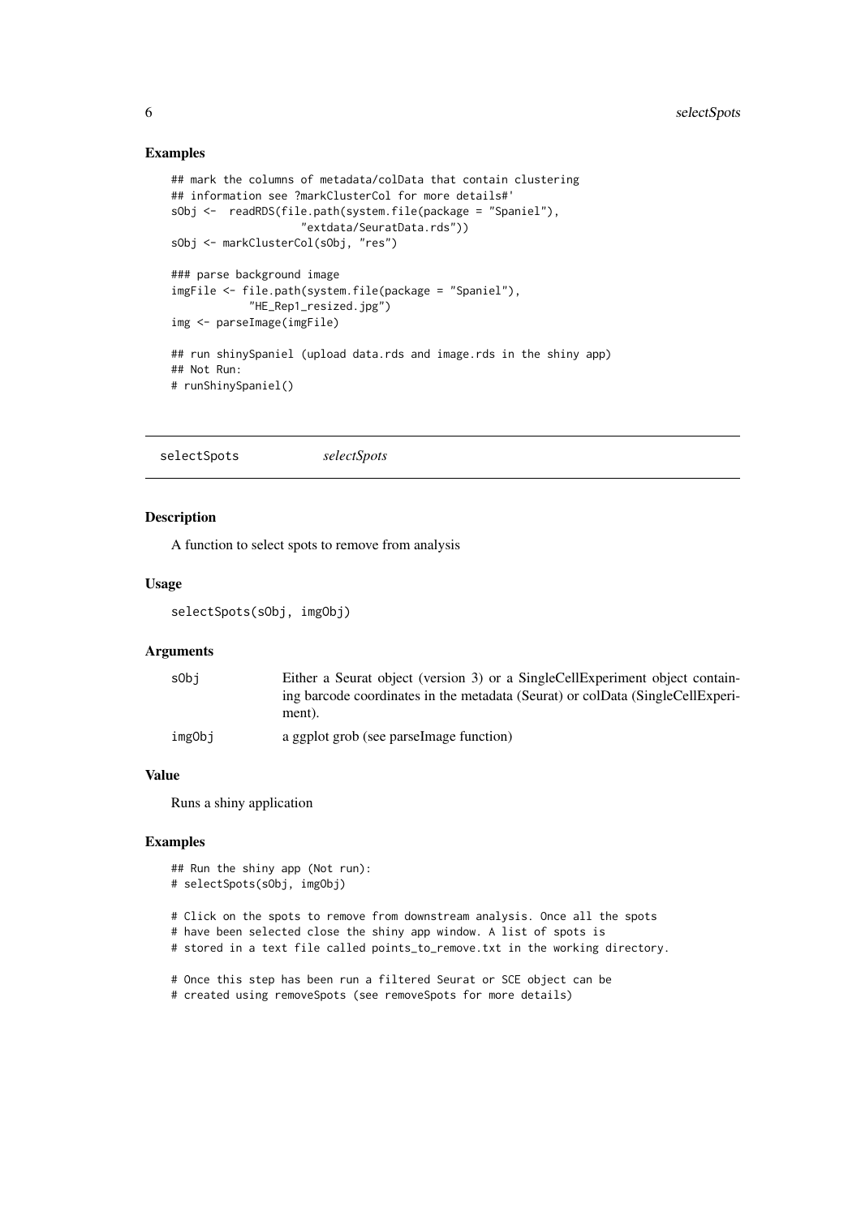### Examples

```
## mark the columns of metadata/colData that contain clustering
## information see ?markClusterCol for more details#'
sObj <-  readRDS(file.path(system.file(package = "Spaniel"),
                    "extdata/SeuratData.rds"))
sObj <- markClusterCol(sObj, "res")

### parse background image
imgFile <- file.path(system.file(package = "Spaniel"),
            "HE_Rep1_resized.jpg")
img <- parseImage(imgFile)

## run shinySpaniel (upload data.rds and image.rds in the shiny app)
## Not Run:
# runShinySpaniel()
```

## selectSpots *selectSpots*

### Description

A function to select spots to remove from analysis

### Usage

```
selectSpots(sObj, imgObj)
```

### Arguments

| | |
|---|---|
| sObj | Either a Seurat object (version 3) or a SingleCellExperiment object containing barcode coordinates in the metadata (Seurat) or colData (SingleCellExperiment). |
| imgObj | a ggplot grob (see parseImage function) |

### Value

Runs a shiny application

### Examples

```
## Run the shiny app (Not run):
# selectSpots(sObj, imgObj)

# Click on the spots to remove from downstream analysis. Once all the spots
# have been selected close the shiny app window. A list of spots is
# stored in a text file called points_to_remove.txt in the working directory.

# Once this step has been run a filtered Seurat or SCE object can be
# created using removeSpots (see removeSpots for more details)
```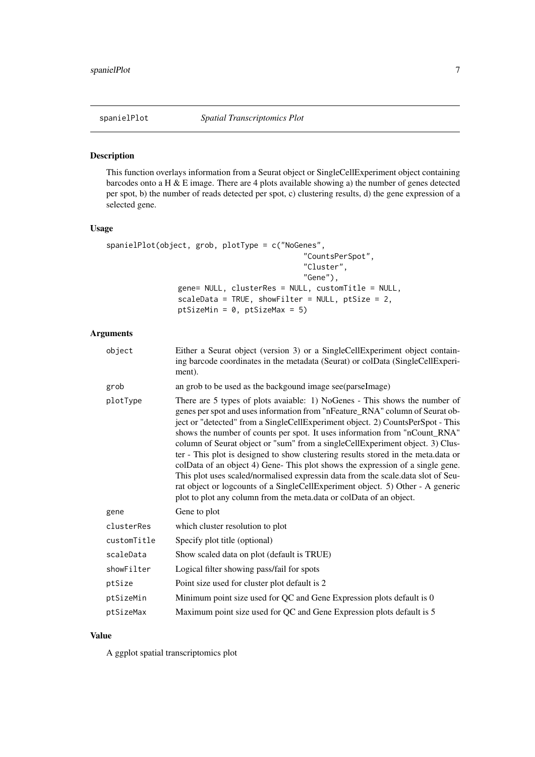spanielPlot *Spatial Transcriptomics Plot*

## Description

This function overlays information from a Seurat object or SingleCellExperiment object containing barcodes onto a H & E image. There are 4 plots available showing a) the number of genes detected per spot, b) the number of reads detected per spot, c) clustering results, d) the gene expression of a selected gene.

## Usage

```
spanielPlot(object, grob, plotType = c("NoGenes",
                                        "CountsPerSpot",
                                        "Cluster",
                                        "Gene"),
                gene= NULL, clusterRes = NULL, customTitle = NULL,
                scaleData = TRUE, showFilter = NULL, ptSize = 2,
                ptSizeMin = 0, ptSizeMax = 5)
```

## Arguments

| | |
|---|---|
| `object` | Either a Seurat object (version 3) or a SingleCellExperiment object containing barcode coordinates in the metadata (Seurat) or colData (SingleCellExperiment). |
| `grob` | an grob to be used as the backgound image see(parseImage) |
| `plotType` | There are 5 types of plots avaiable: 1) NoGenes - This shows the number of genes per spot and uses information from "nFeature_RNA" column of Seurat object or "detected" from a SingleCellExperiment object. 2) CountsPerSpot - This shows the number of counts per spot. It uses information from "nCount_RNA" column of Seurat object or "sum" from a singleCellExperiment object. 3) Cluster - This plot is designed to show clustering results stored in the meta.data or colData of an object 4) Gene- This plot shows the expression of a single gene. This plot uses scaled/normalised expressin data from the scale.data slot of Seurat object or logcounts of a SingleCellExperiment object. 5) Other - A generic plot to plot any column from the meta.data or colData of an object. |
| `gene` | Gene to plot |
| `clusterRes` | which cluster resolution to plot |
| `customTitle` | Specify plot title (optional) |
| `scaleData` | Show scaled data on plot (default is TRUE) |
| `showFilter` | Logical filter showing pass/fail for spots |
| `ptSize` | Point size used for cluster plot default is 2 |
| `ptSizeMin` | Minimum point size used for QC and Gene Expression plots default is 0 |
| `ptSizeMax` | Maximum point size used for QC and Gene Expression plots default is 5 |

## Value

A ggplot spatial transcriptomics plot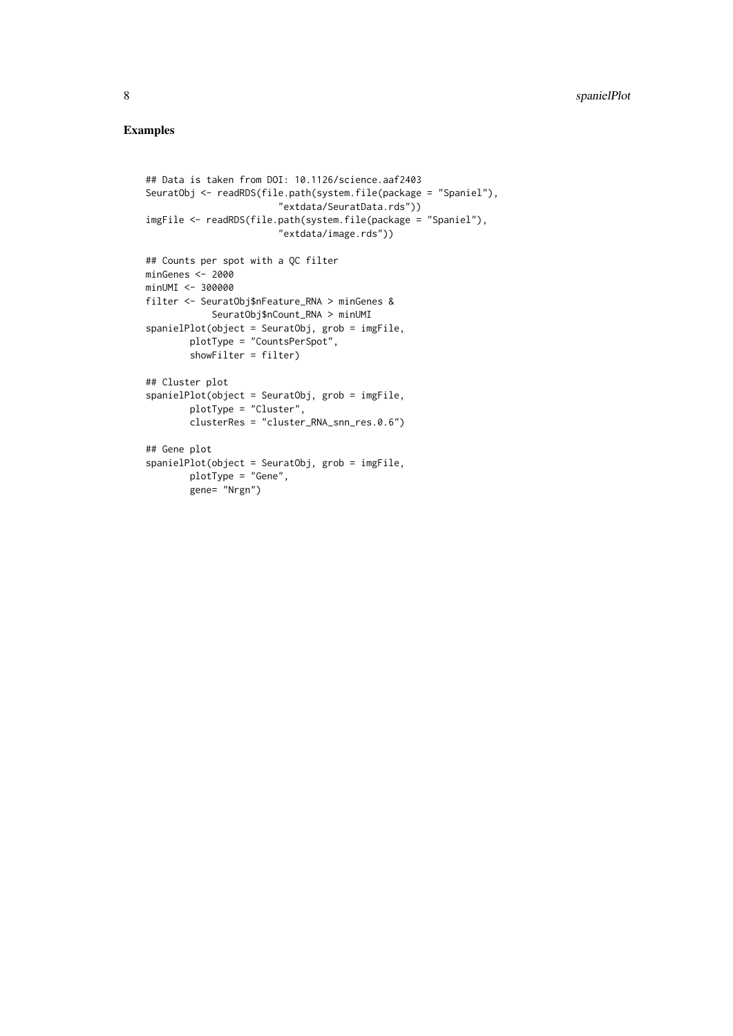## Examples

```
## Data is taken from DOI: 10.1126/science.aaf2403
SeuratObj <- readRDS(file.path(system.file(package = "Spaniel"),
                        "extdata/SeuratData.rds"))
imgFile <- readRDS(file.path(system.file(package = "Spaniel"),
                        "extdata/image.rds"))

## Counts per spot with a QC filter
minGenes <- 2000
minUMI <- 300000
filter <- SeuratObj$nFeature_RNA > minGenes &
            SeuratObj$nCount_RNA > minUMI
spanielPlot(object = SeuratObj, grob = imgFile,
        plotType = "CountsPerSpot",
        showFilter = filter)

## Cluster plot
spanielPlot(object = SeuratObj, grob = imgFile,
        plotType = "Cluster",
        clusterRes = "cluster_RNA_snn_res.0.6")

## Gene plot
spanielPlot(object = SeuratObj, grob = imgFile,
        plotType = "Gene",
        gene= "Nrgn")
```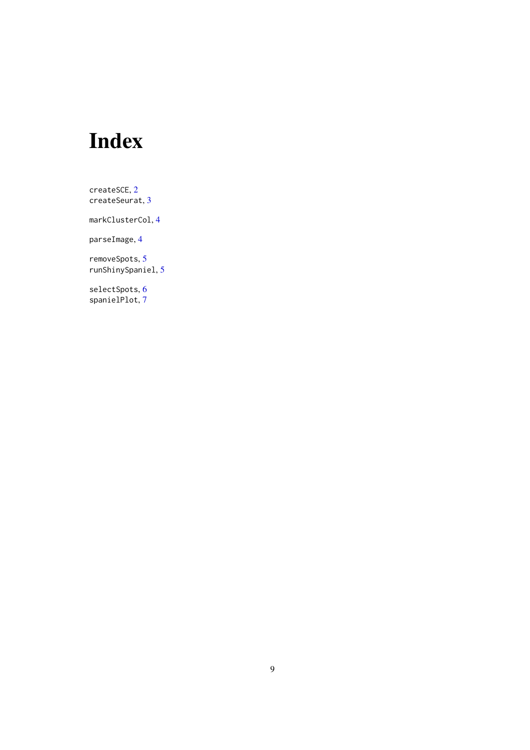# Index

createSCE, 2
createSeurat, 3

markClusterCol, 4

parseImage, 4

removeSpots, 5
runShinySpaniel, 5

selectSpots, 6
spanielPlot, 7